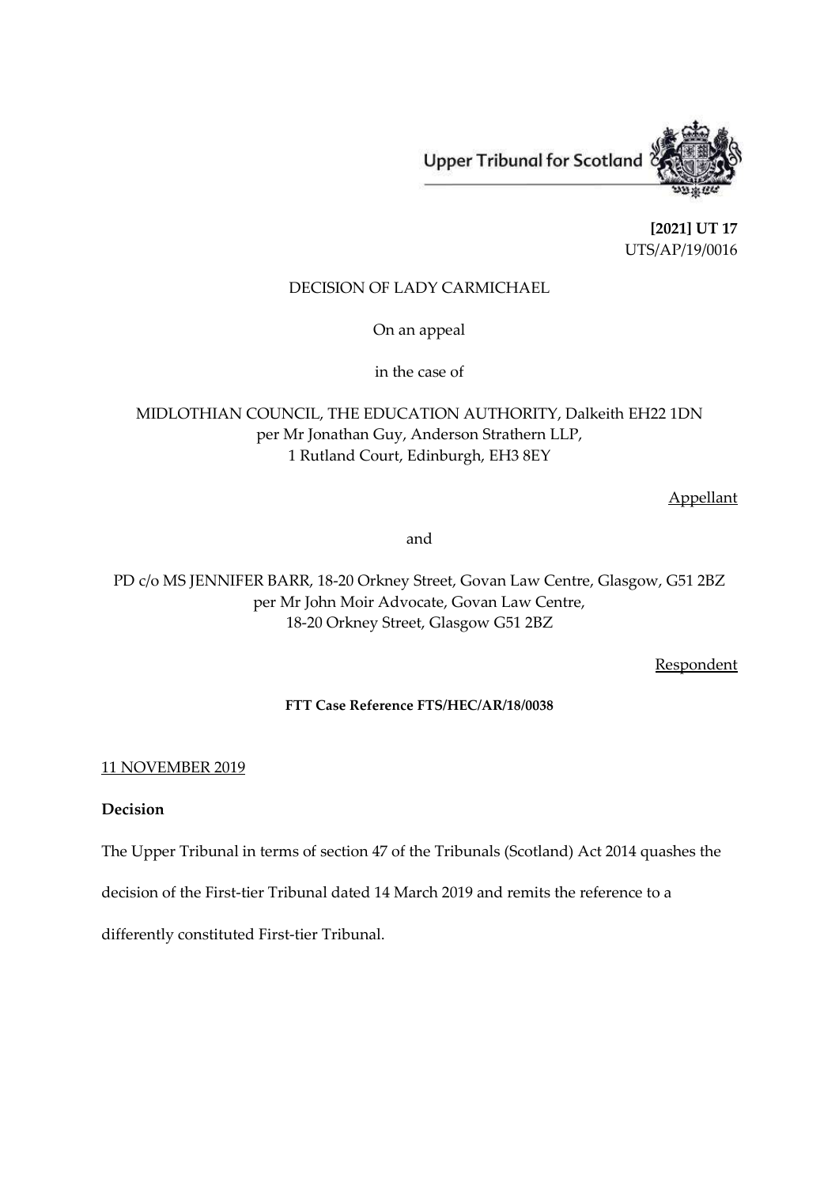Upper Tribunal for Scotland

**[2021] UT 17**
UTS/AP/19/0016

DECISION OF LADY CARMICHAEL

On an appeal

in the case of

MIDLOTHIAN COUNCIL, THE EDUCATION AUTHORITY, Dalkeith EH22 1DN
per Mr Jonathan Guy, Anderson Strathern LLP,
1 Rutland Court, Edinburgh, EH3 8EY

Appellant

and

PD c/o MS JENNIFER BARR, 18-20 Orkney Street, Govan Law Centre, Glasgow, G51 2BZ
per Mr John Moir Advocate, Govan Law Centre,
18-20 Orkney Street, Glasgow G51 2BZ

Respondent

**FTT Case Reference FTS/HEC/AR/18/0038**

11 NOVEMBER 2019

**Decision**

The Upper Tribunal in terms of section 47 of the Tribunals (Scotland) Act 2014 quashes the decision of the First-tier Tribunal dated 14 March 2019 and remits the reference to a differently constituted First-tier Tribunal.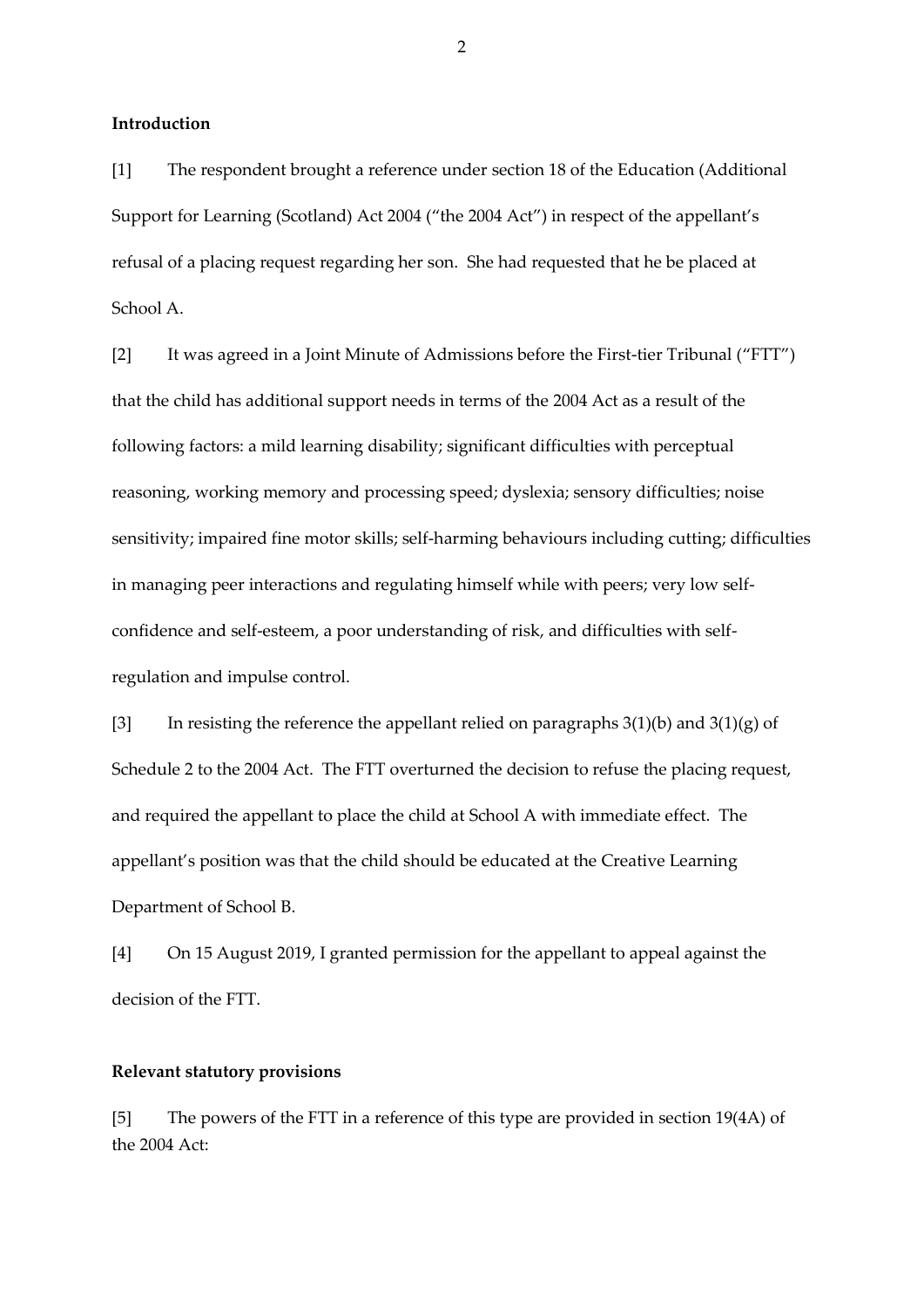**Introduction**

[1] The respondent brought a reference under section 18 of the Education (Additional Support for Learning (Scotland) Act 2004 ("the 2004 Act") in respect of the appellant's refusal of a placing request regarding her son. She had requested that he be placed at School A.

[2] It was agreed in a Joint Minute of Admissions before the First-tier Tribunal ("FTT") that the child has additional support needs in terms of the 2004 Act as a result of the following factors: a mild learning disability; significant difficulties with perceptual reasoning, working memory and processing speed; dyslexia; sensory difficulties; noise sensitivity; impaired fine motor skills; self-harming behaviours including cutting; difficulties in managing peer interactions and regulating himself while with peers; very low self-confidence and self-esteem, a poor understanding of risk, and difficulties with self-regulation and impulse control.

[3] In resisting the reference the appellant relied on paragraphs 3(1)(b) and 3(1)(g) of Schedule 2 to the 2004 Act. The FTT overturned the decision to refuse the placing request, and required the appellant to place the child at School A with immediate effect. The appellant's position was that the child should be educated at the Creative Learning Department of School B.

[4] On 15 August 2019, I granted permission for the appellant to appeal against the decision of the FTT.

**Relevant statutory provisions**

[5] The powers of the FTT in a reference of this type are provided in section 19(4A) of the 2004 Act: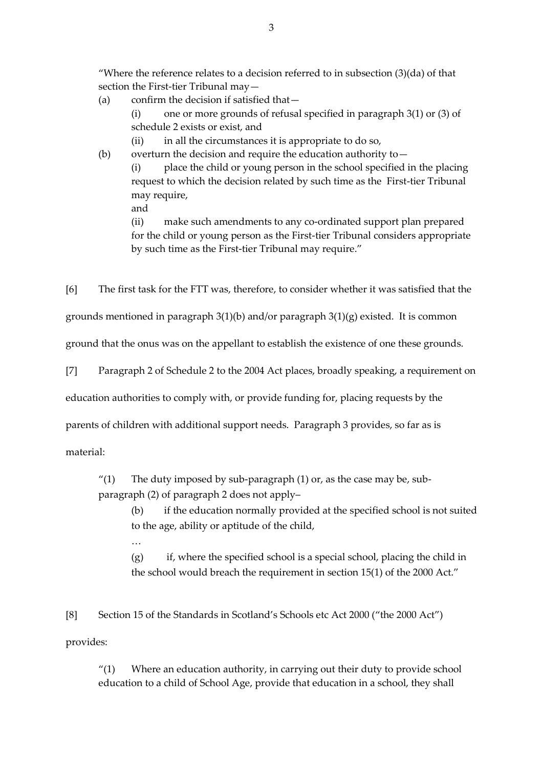> "Where the reference relates to a decision referred to in subsection (3)(da) of that section the First-tier Tribunal may—
>
> (a) confirm the decision if satisfied that—
>
> (i) one or more grounds of refusal specified in paragraph 3(1) or (3) of schedule 2 exists or exist, and
>
> (ii) in all the circumstances it is appropriate to do so,
>
> (b) overturn the decision and require the education authority to—
>
> (i) place the child or young person in the school specified in the placing request to which the decision related by such time as the First-tier Tribunal may require,
>
> and
>
> (ii) make such amendments to any co-ordinated support plan prepared for the child or young person as the First-tier Tribunal considers appropriate by such time as the First-tier Tribunal may require."

[6] The first task for the FTT was, therefore, to consider whether it was satisfied that the grounds mentioned in paragraph 3(1)(b) and/or paragraph 3(1)(g) existed. It is common ground that the onus was on the appellant to establish the existence of one these grounds.

[7] Paragraph 2 of Schedule 2 to the 2004 Act places, broadly speaking, a requirement on education authorities to comply with, or provide funding for, placing requests by the parents of children with additional support needs. Paragraph 3 provides, so far as is material:

> "(1) The duty imposed by sub-paragraph (1) or, as the case may be, sub-paragraph (2) of paragraph 2 does not apply–
>
> (b) if the education normally provided at the specified school is not suited to the age, ability or aptitude of the child,
>
> …
>
> (g) if, where the specified school is a special school, placing the child in the school would breach the requirement in section 15(1) of the 2000 Act."

[8] Section 15 of the Standards in Scotland's Schools etc Act 2000 ("the 2000 Act") provides:

> "(1) Where an education authority, in carrying out their duty to provide school education to a child of School Age, provide that education in a school, they shall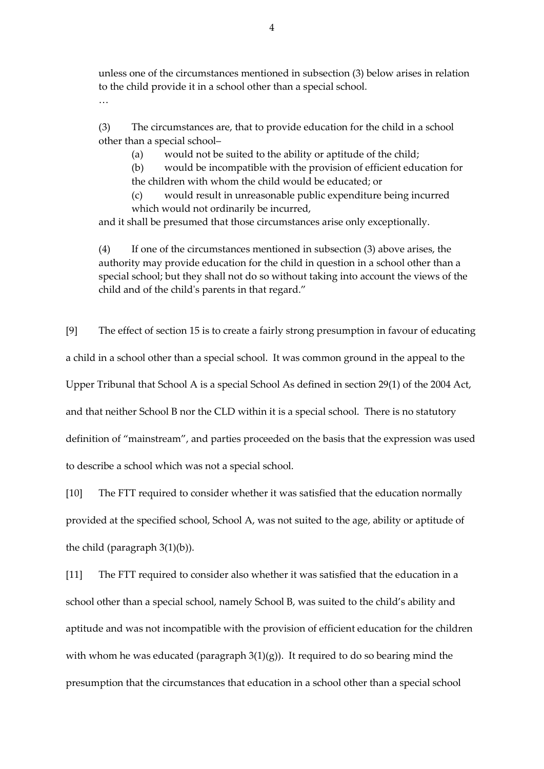unless one of the circumstances mentioned in subsection (3) below arises in relation to the child provide it in a school other than a special school.

…

(3) The circumstances are, that to provide education for the child in a school other than a special school–

(a) would not be suited to the ability or aptitude of the child;

(b) would be incompatible with the provision of efficient education for the children with whom the child would be educated; or

(c) would result in unreasonable public expenditure being incurred which would not ordinarily be incurred,

and it shall be presumed that those circumstances arise only exceptionally.

(4) If one of the circumstances mentioned in subsection (3) above arises, the authority may provide education for the child in question in a school other than a special school; but they shall not do so without taking into account the views of the child and of the child's parents in that regard."

[9] The effect of section 15 is to create a fairly strong presumption in favour of educating a child in a school other than a special school. It was common ground in the appeal to the Upper Tribunal that School A is a special School As defined in section 29(1) of the 2004 Act, and that neither School B nor the CLD within it is a special school. There is no statutory definition of "mainstream", and parties proceeded on the basis that the expression was used to describe a school which was not a special school.

[10] The FTT required to consider whether it was satisfied that the education normally provided at the specified school, School A, was not suited to the age, ability or aptitude of the child (paragraph 3(1)(b)).

[11] The FTT required to consider also whether it was satisfied that the education in a school other than a special school, namely School B, was suited to the child's ability and aptitude and was not incompatible with the provision of efficient education for the children with whom he was educated (paragraph 3(1)(g)). It required to do so bearing mind the presumption that the circumstances that education in a school other than a special school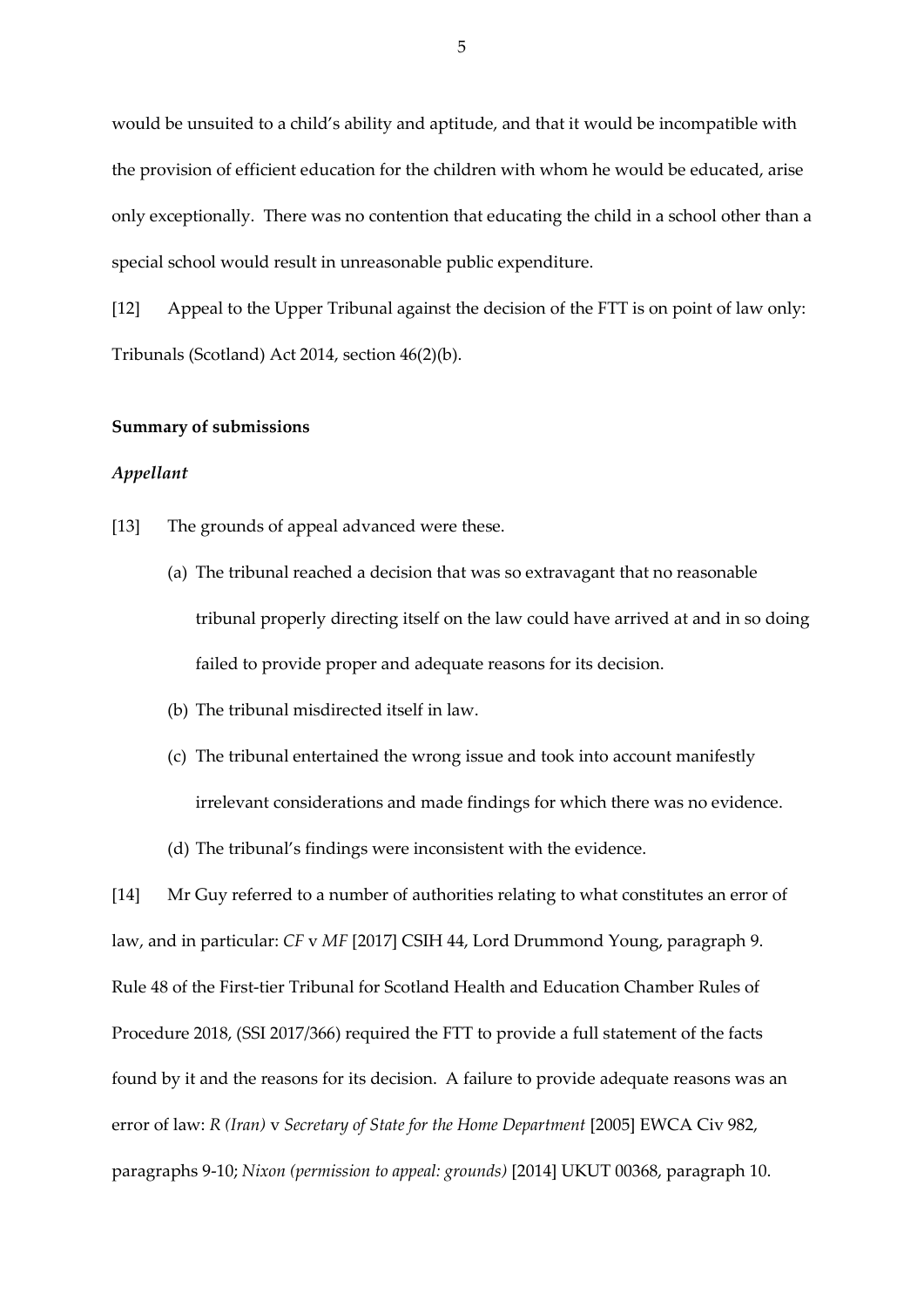would be unsuited to a child's ability and aptitude, and that it would be incompatible with the provision of efficient education for the children with whom he would be educated, arise only exceptionally. There was no contention that educating the child in a school other than a special school would result in unreasonable public expenditure.

[12] Appeal to the Upper Tribunal against the decision of the FTT is on point of law only: Tribunals (Scotland) Act 2014, section 46(2)(b).

**Summary of submissions**

***Appellant***

[13] The grounds of appeal advanced were these.

(a) The tribunal reached a decision that was so extravagant that no reasonable tribunal properly directing itself on the law could have arrived at and in so doing failed to provide proper and adequate reasons for its decision.

(b) The tribunal misdirected itself in law.

(c) The tribunal entertained the wrong issue and took into account manifestly irrelevant considerations and made findings for which there was no evidence.

(d) The tribunal's findings were inconsistent with the evidence.

[14] Mr Guy referred to a number of authorities relating to what constitutes an error of law, and in particular: *CF* v *MF* [2017] CSIH 44, Lord Drummond Young, paragraph 9. Rule 48 of the First-tier Tribunal for Scotland Health and Education Chamber Rules of Procedure 2018, (SSI 2017/366) required the FTT to provide a full statement of the facts found by it and the reasons for its decision. A failure to provide adequate reasons was an error of law: *R (Iran)* v *Secretary of State for the Home Department* [2005] EWCA Civ 982, paragraphs 9-10; *Nixon (permission to appeal: grounds)* [2014] UKUT 00368, paragraph 10.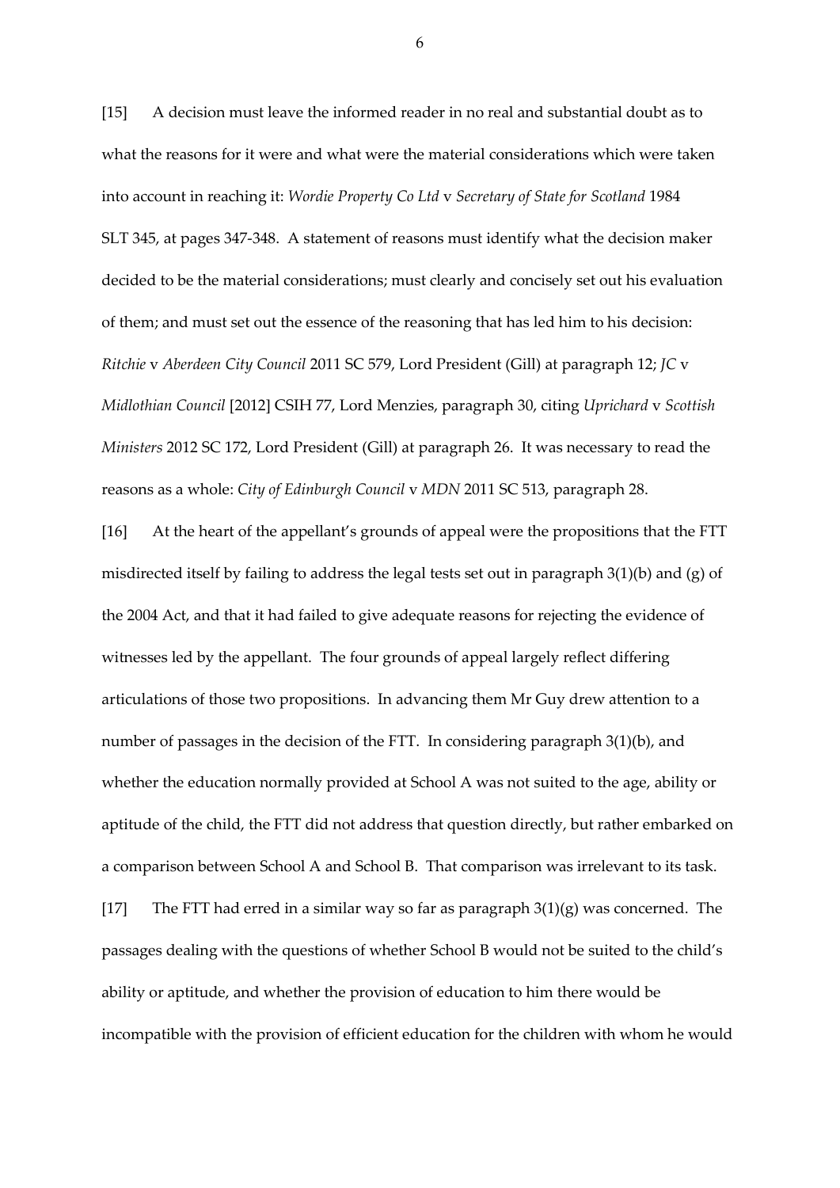[15] A decision must leave the informed reader in no real and substantial doubt as to what the reasons for it were and what were the material considerations which were taken into account in reaching it: *Wordie Property Co Ltd* v *Secretary of State for Scotland* 1984 SLT 345, at pages 347-348. A statement of reasons must identify what the decision maker decided to be the material considerations; must clearly and concisely set out his evaluation of them; and must set out the essence of the reasoning that has led him to his decision: *Ritchie* v *Aberdeen City Council* 2011 SC 579, Lord President (Gill) at paragraph 12; *JC* v *Midlothian Council* [2012] CSIH 77, Lord Menzies, paragraph 30, citing *Uprichard* v *Scottish Ministers* 2012 SC 172, Lord President (Gill) at paragraph 26. It was necessary to read the reasons as a whole: *City of Edinburgh Council* v *MDN* 2011 SC 513, paragraph 28.

[16] At the heart of the appellant's grounds of appeal were the propositions that the FTT misdirected itself by failing to address the legal tests set out in paragraph 3(1)(b) and (g) of the 2004 Act, and that it had failed to give adequate reasons for rejecting the evidence of witnesses led by the appellant. The four grounds of appeal largely reflect differing articulations of those two propositions. In advancing them Mr Guy drew attention to a number of passages in the decision of the FTT. In considering paragraph 3(1)(b), and whether the education normally provided at School A was not suited to the age, ability or aptitude of the child, the FTT did not address that question directly, but rather embarked on a comparison between School A and School B. That comparison was irrelevant to its task.

[17] The FTT had erred in a similar way so far as paragraph 3(1)(g) was concerned. The passages dealing with the questions of whether School B would not be suited to the child's ability or aptitude, and whether the provision of education to him there would be incompatible with the provision of efficient education for the children with whom he would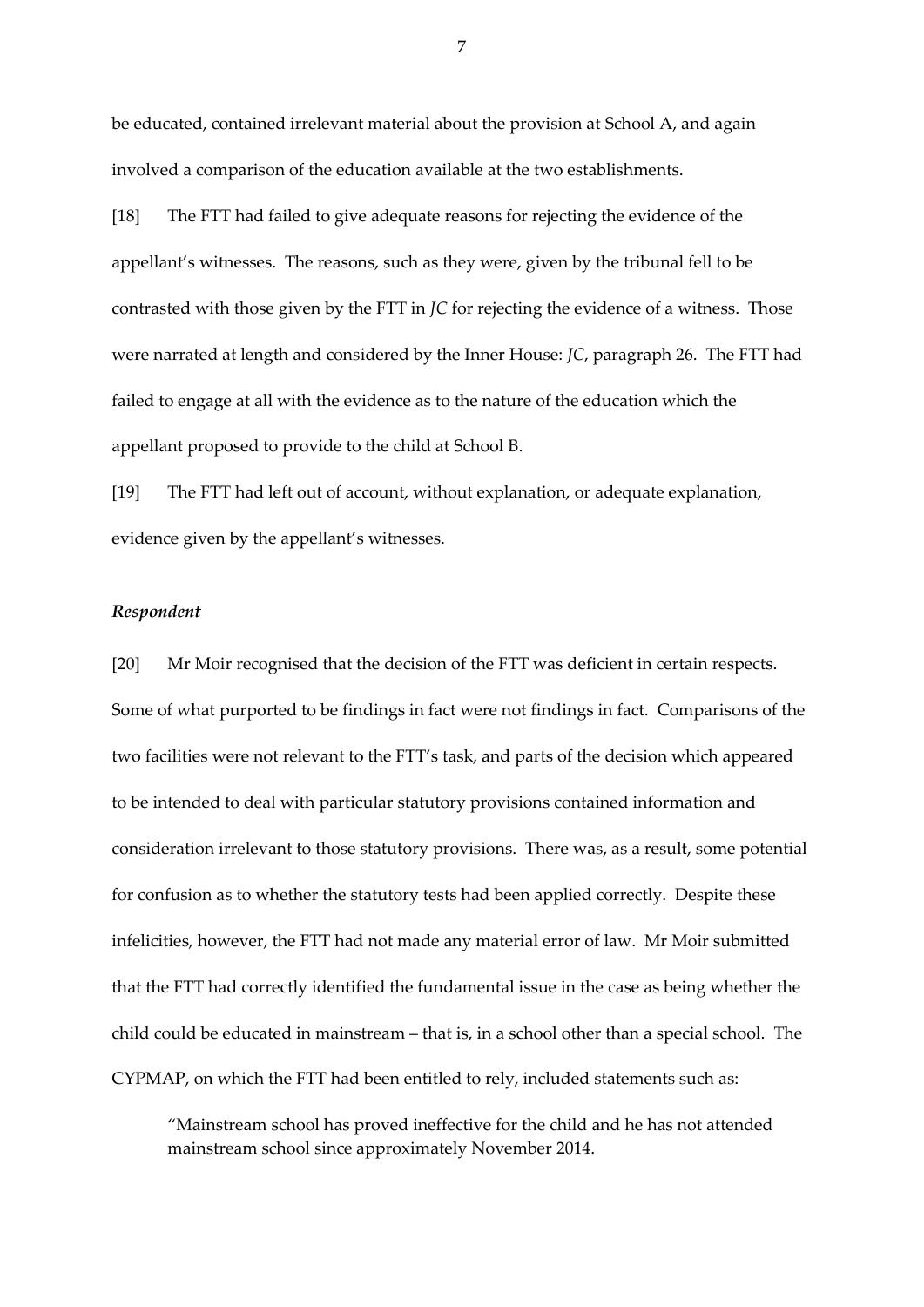be educated, contained irrelevant material about the provision at School A, and again involved a comparison of the education available at the two establishments.

[18] The FTT had failed to give adequate reasons for rejecting the evidence of the appellant's witnesses. The reasons, such as they were, given by the tribunal fell to be contrasted with those given by the FTT in *JC* for rejecting the evidence of a witness. Those were narrated at length and considered by the Inner House: *JC*, paragraph 26. The FTT had failed to engage at all with the evidence as to the nature of the education which the appellant proposed to provide to the child at School B.

[19] The FTT had left out of account, without explanation, or adequate explanation, evidence given by the appellant's witnesses.

### *Respondent*

[20] Mr Moir recognised that the decision of the FTT was deficient in certain respects. Some of what purported to be findings in fact were not findings in fact. Comparisons of the two facilities were not relevant to the FTT's task, and parts of the decision which appeared to be intended to deal with particular statutory provisions contained information and consideration irrelevant to those statutory provisions. There was, as a result, some potential for confusion as to whether the statutory tests had been applied correctly. Despite these infelicities, however, the FTT had not made any material error of law. Mr Moir submitted that the FTT had correctly identified the fundamental issue in the case as being whether the child could be educated in mainstream – that is, in a school other than a special school. The CYPMAP, on which the FTT had been entitled to rely, included statements such as:

> "Mainstream school has proved ineffective for the child and he has not attended mainstream school since approximately November 2014.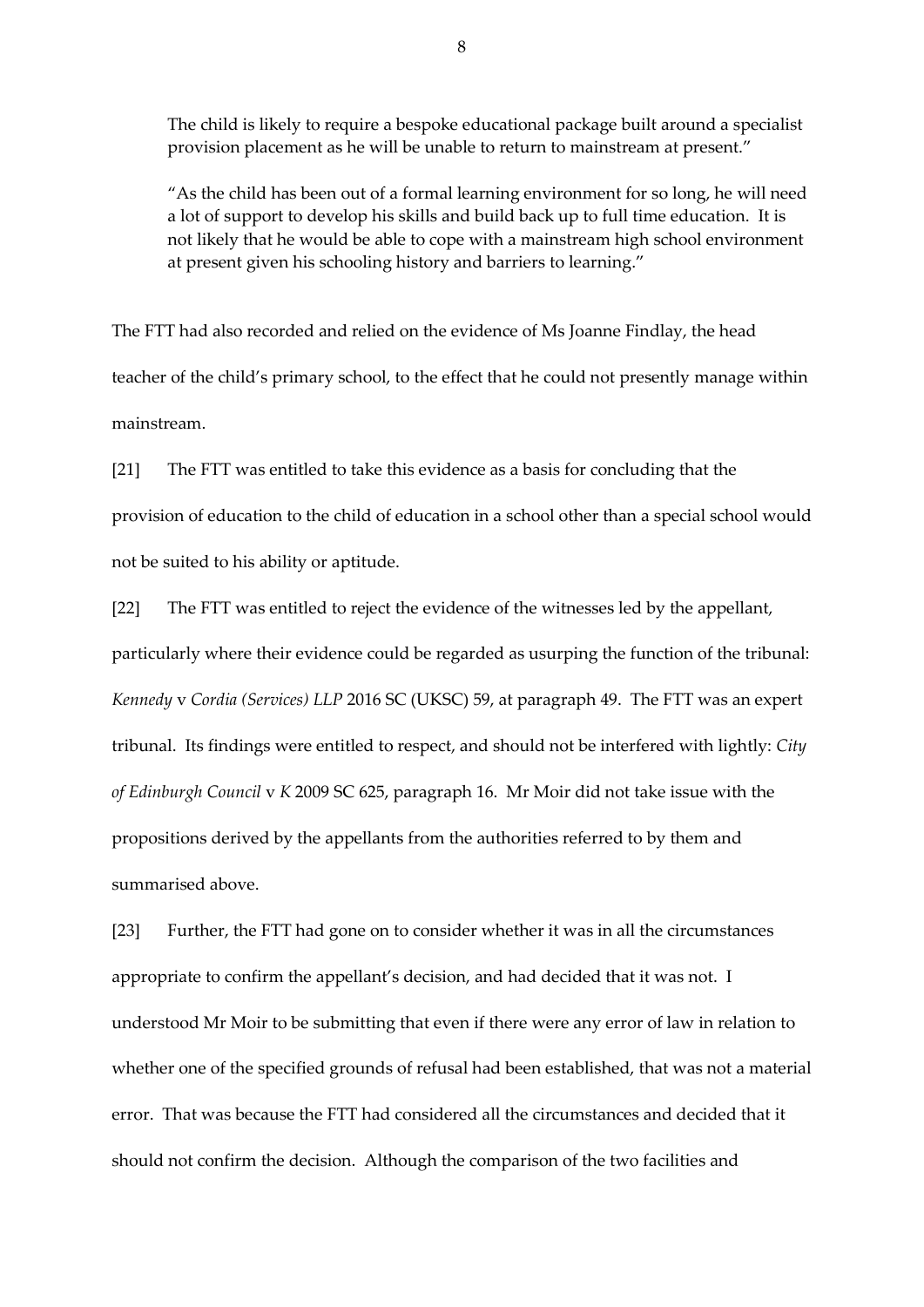> The child is likely to require a bespoke educational package built around a specialist provision placement as he will be unable to return to mainstream at present."
>
> "As the child has been out of a formal learning environment for so long, he will need a lot of support to develop his skills and build back up to full time education. It is not likely that he would be able to cope with a mainstream high school environment at present given his schooling history and barriers to learning."

The FTT had also recorded and relied on the evidence of Ms Joanne Findlay, the head teacher of the child's primary school, to the effect that he could not presently manage within mainstream.

[21] The FTT was entitled to take this evidence as a basis for concluding that the provision of education to the child of education in a school other than a special school would not be suited to his ability or aptitude.

[22] The FTT was entitled to reject the evidence of the witnesses led by the appellant, particularly where their evidence could be regarded as usurping the function of the tribunal: *Kennedy* v *Cordia (Services) LLP* 2016 SC (UKSC) 59, at paragraph 49. The FTT was an expert tribunal. Its findings were entitled to respect, and should not be interfered with lightly: *City of Edinburgh Council* v *K* 2009 SC 625, paragraph 16. Mr Moir did not take issue with the propositions derived by the appellants from the authorities referred to by them and summarised above.

[23] Further, the FTT had gone on to consider whether it was in all the circumstances appropriate to confirm the appellant's decision, and had decided that it was not. I understood Mr Moir to be submitting that even if there were any error of law in relation to whether one of the specified grounds of refusal had been established, that was not a material error. That was because the FTT had considered all the circumstances and decided that it should not confirm the decision. Although the comparison of the two facilities and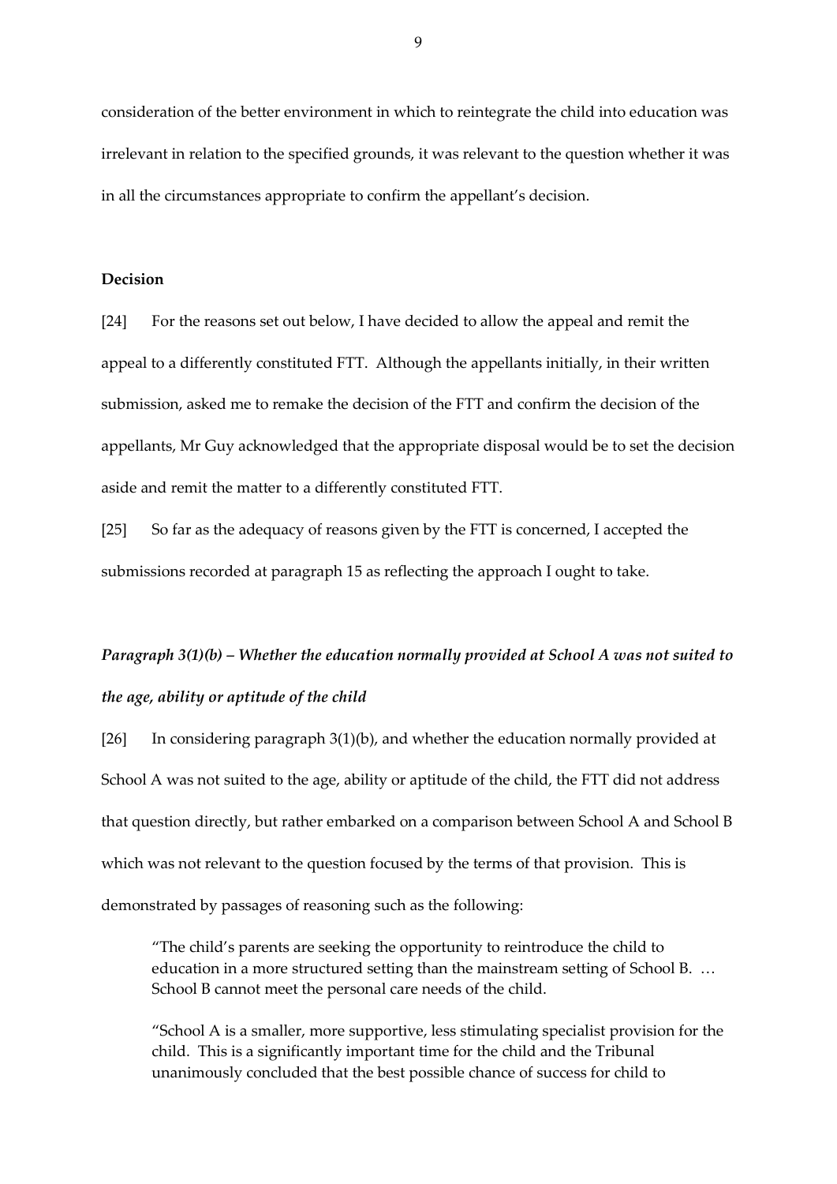consideration of the better environment in which to reintegrate the child into education was irrelevant in relation to the specified grounds, it was relevant to the question whether it was in all the circumstances appropriate to confirm the appellant's decision.

## Decision

[24] For the reasons set out below, I have decided to allow the appeal and remit the appeal to a differently constituted FTT. Although the appellants initially, in their written submission, asked me to remake the decision of the FTT and confirm the decision of the appellants, Mr Guy acknowledged that the appropriate disposal would be to set the decision aside and remit the matter to a differently constituted FTT.

[25] So far as the adequacy of reasons given by the FTT is concerned, I accepted the submissions recorded at paragraph 15 as reflecting the approach I ought to take.

### *Paragraph 3(1)(b) – Whether the education normally provided at School A was not suited to the age, ability or aptitude of the child*

[26] In considering paragraph 3(1)(b), and whether the education normally provided at School A was not suited to the age, ability or aptitude of the child, the FTT did not address that question directly, but rather embarked on a comparison between School A and School B which was not relevant to the question focused by the terms of that provision. This is demonstrated by passages of reasoning such as the following:

> "The child's parents are seeking the opportunity to reintroduce the child to education in a more structured setting than the mainstream setting of School B. … School B cannot meet the personal care needs of the child.
>
> "School A is a smaller, more supportive, less stimulating specialist provision for the child. This is a significantly important time for the child and the Tribunal unanimously concluded that the best possible chance of success for child to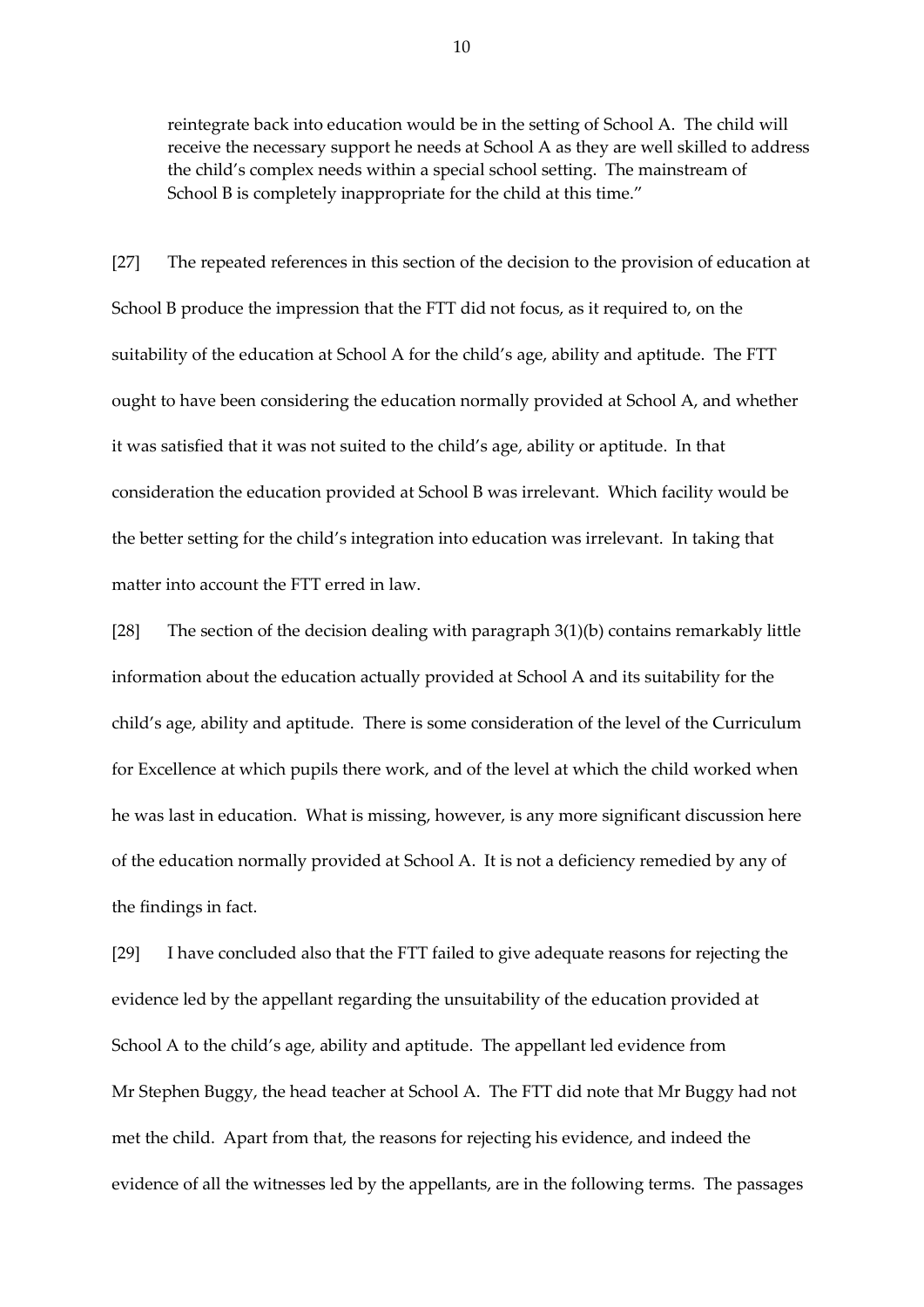> reintegrate back into education would be in the setting of School A. The child will receive the necessary support he needs at School A as they are well skilled to address the child's complex needs within a special school setting. The mainstream of School B is completely inappropriate for the child at this time."

[27] The repeated references in this section of the decision to the provision of education at School B produce the impression that the FTT did not focus, as it required to, on the suitability of the education at School A for the child's age, ability and aptitude. The FTT ought to have been considering the education normally provided at School A, and whether it was satisfied that it was not suited to the child's age, ability or aptitude. In that consideration the education provided at School B was irrelevant. Which facility would be the better setting for the child's integration into education was irrelevant. In taking that matter into account the FTT erred in law.

[28] The section of the decision dealing with paragraph 3(1)(b) contains remarkably little information about the education actually provided at School A and its suitability for the child's age, ability and aptitude. There is some consideration of the level of the Curriculum for Excellence at which pupils there work, and of the level at which the child worked when he was last in education. What is missing, however, is any more significant discussion here of the education normally provided at School A. It is not a deficiency remedied by any of the findings in fact.

[29] I have concluded also that the FTT failed to give adequate reasons for rejecting the evidence led by the appellant regarding the unsuitability of the education provided at School A to the child's age, ability and aptitude. The appellant led evidence from Mr Stephen Buggy, the head teacher at School A. The FTT did note that Mr Buggy had not met the child. Apart from that, the reasons for rejecting his evidence, and indeed the evidence of all the witnesses led by the appellants, are in the following terms. The passages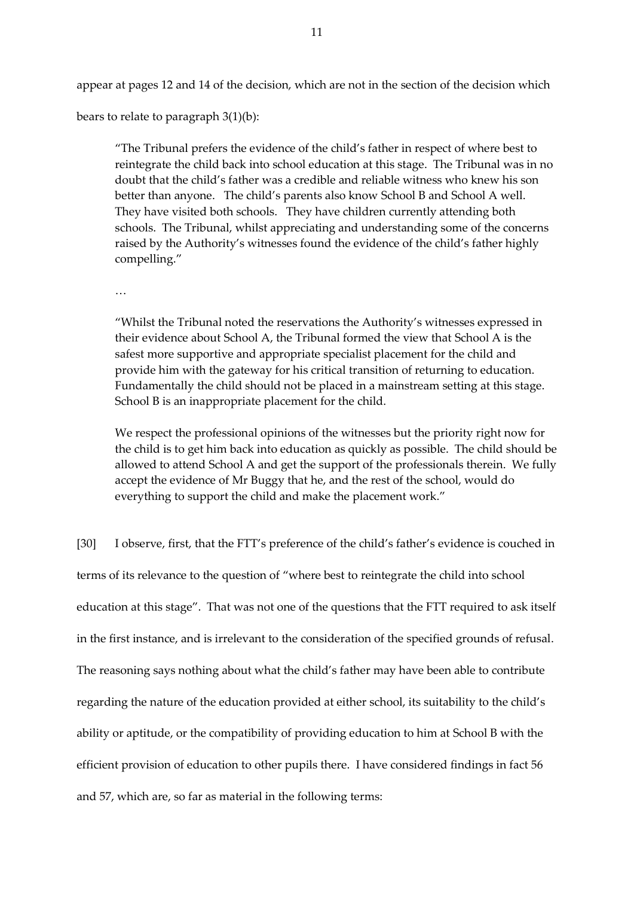appear at pages 12 and 14 of the decision, which are not in the section of the decision which bears to relate to paragraph 3(1)(b):

> "The Tribunal prefers the evidence of the child's father in respect of where best to reintegrate the child back into school education at this stage. The Tribunal was in no doubt that the child's father was a credible and reliable witness who knew his son better than anyone. The child's parents also know School B and School A well. They have visited both schools. They have children currently attending both schools. The Tribunal, whilst appreciating and understanding some of the concerns raised by the Authority's witnesses found the evidence of the child's father highly compelling."
>
> …
>
> "Whilst the Tribunal noted the reservations the Authority's witnesses expressed in their evidence about School A, the Tribunal formed the view that School A is the safest more supportive and appropriate specialist placement for the child and provide him with the gateway for his critical transition of returning to education. Fundamentally the child should not be placed in a mainstream setting at this stage. School B is an inappropriate placement for the child.
>
> We respect the professional opinions of the witnesses but the priority right now for the child is to get him back into education as quickly as possible. The child should be allowed to attend School A and get the support of the professionals therein. We fully accept the evidence of Mr Buggy that he, and the rest of the school, would do everything to support the child and make the placement work."

[30] I observe, first, that the FTT's preference of the child's father's evidence is couched in terms of its relevance to the question of "where best to reintegrate the child into school education at this stage". That was not one of the questions that the FTT required to ask itself in the first instance, and is irrelevant to the consideration of the specified grounds of refusal. The reasoning says nothing about what the child's father may have been able to contribute regarding the nature of the education provided at either school, its suitability to the child's ability or aptitude, or the compatibility of providing education to him at School B with the efficient provision of education to other pupils there. I have considered findings in fact 56 and 57, which are, so far as material in the following terms: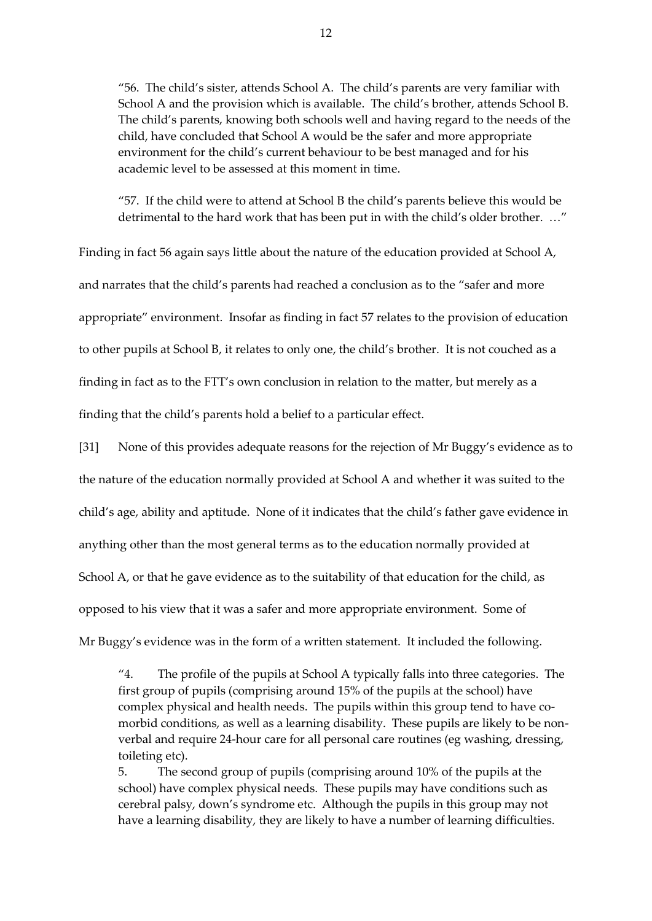> "56. The child's sister, attends School A. The child's parents are very familiar with School A and the provision which is available. The child's brother, attends School B. The child's parents, knowing both schools well and having regard to the needs of the child, have concluded that School A would be the safer and more appropriate environment for the child's current behaviour to be best managed and for his academic level to be assessed at this moment in time.
>
> "57. If the child were to attend at School B the child's parents believe this would be detrimental to the hard work that has been put in with the child's older brother. …"

Finding in fact 56 again says little about the nature of the education provided at School A, and narrates that the child's parents had reached a conclusion as to the "safer and more appropriate" environment. Insofar as finding in fact 57 relates to the provision of education to other pupils at School B, it relates to only one, the child's brother. It is not couched as a finding in fact as to the FTT's own conclusion in relation to the matter, but merely as a finding that the child's parents hold a belief to a particular effect.

[31] None of this provides adequate reasons for the rejection of Mr Buggy's evidence as to the nature of the education normally provided at School A and whether it was suited to the child's age, ability and aptitude. None of it indicates that the child's father gave evidence in anything other than the most general terms as to the education normally provided at School A, or that he gave evidence as to the suitability of that education for the child, as opposed to his view that it was a safer and more appropriate environment. Some of Mr Buggy's evidence was in the form of a written statement. It included the following.

> "4. The profile of the pupils at School A typically falls into three categories. The first group of pupils (comprising around 15% of the pupils at the school) have complex physical and health needs. The pupils within this group tend to have co-morbid conditions, as well as a learning disability. These pupils are likely to be non-verbal and require 24-hour care for all personal care routines (eg washing, dressing, toileting etc).
>
> 5. The second group of pupils (comprising around 10% of the pupils at the school) have complex physical needs. These pupils may have conditions such as cerebral palsy, down's syndrome etc. Although the pupils in this group may not have a learning disability, they are likely to have a number of learning difficulties.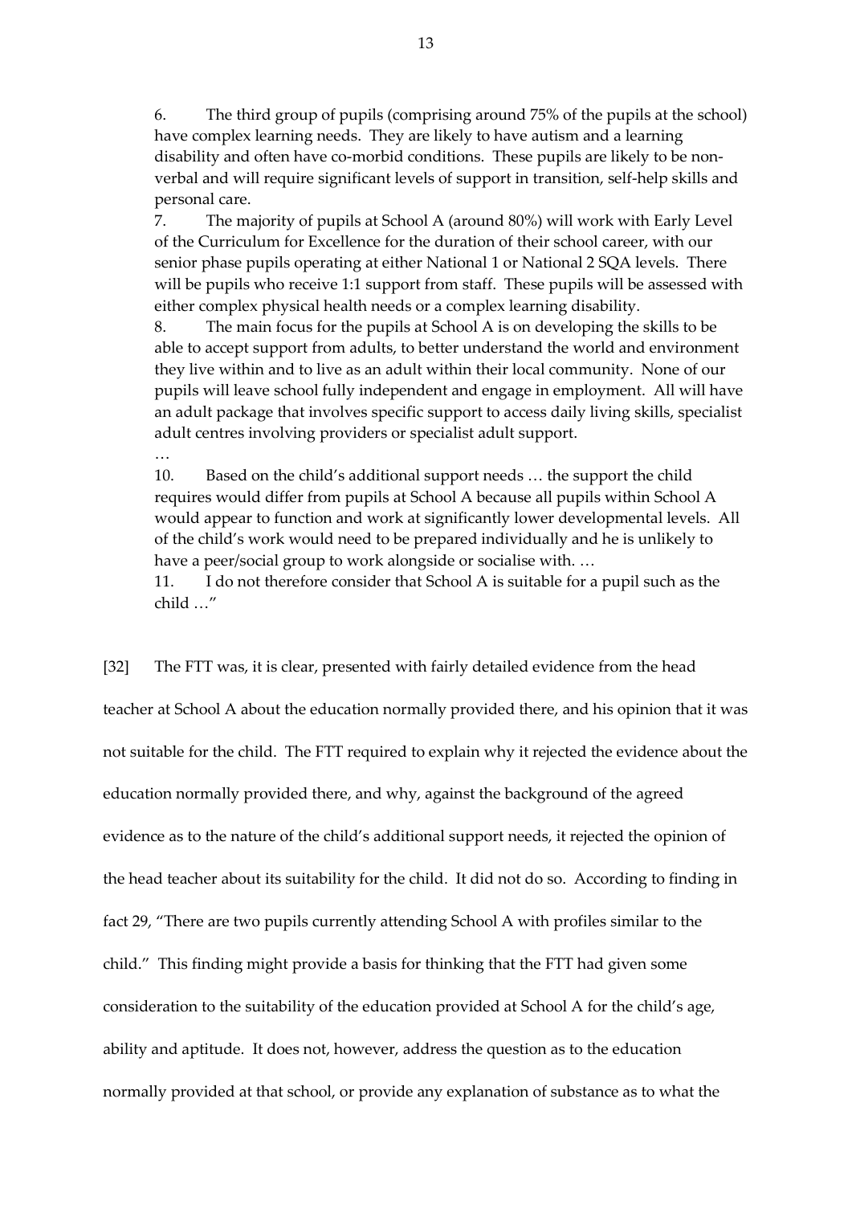6. The third group of pupils (comprising around 75% of the pupils at the school) have complex learning needs. They are likely to have autism and a learning disability and often have co-morbid conditions. These pupils are likely to be non-verbal and will require significant levels of support in transition, self-help skills and personal care.

7. The majority of pupils at School A (around 80%) will work with Early Level of the Curriculum for Excellence for the duration of their school career, with our senior phase pupils operating at either National 1 or National 2 SQA levels. There will be pupils who receive 1:1 support from staff. These pupils will be assessed with either complex physical health needs or a complex learning disability.

8. The main focus for the pupils at School A is on developing the skills to be able to accept support from adults, to better understand the world and environment they live within and to live as an adult within their local community. None of our pupils will leave school fully independent and engage in employment. All will have an adult package that involves specific support to access daily living skills, specialist adult centres involving providers or specialist adult support.

…

10. Based on the child's additional support needs … the support the child requires would differ from pupils at School A because all pupils within School A would appear to function and work at significantly lower developmental levels. All of the child's work would need to be prepared individually and he is unlikely to have a peer/social group to work alongside or socialise with. …

11. I do not therefore consider that School A is suitable for a pupil such as the child …"

[32] The FTT was, it is clear, presented with fairly detailed evidence from the head teacher at School A about the education normally provided there, and his opinion that it was not suitable for the child. The FTT required to explain why it rejected the evidence about the education normally provided there, and why, against the background of the agreed evidence as to the nature of the child's additional support needs, it rejected the opinion of the head teacher about its suitability for the child. It did not do so. According to finding in fact 29, "There are two pupils currently attending School A with profiles similar to the child." This finding might provide a basis for thinking that the FTT had given some consideration to the suitability of the education provided at School A for the child's age, ability and aptitude. It does not, however, address the question as to the education normally provided at that school, or provide any explanation of substance as to what the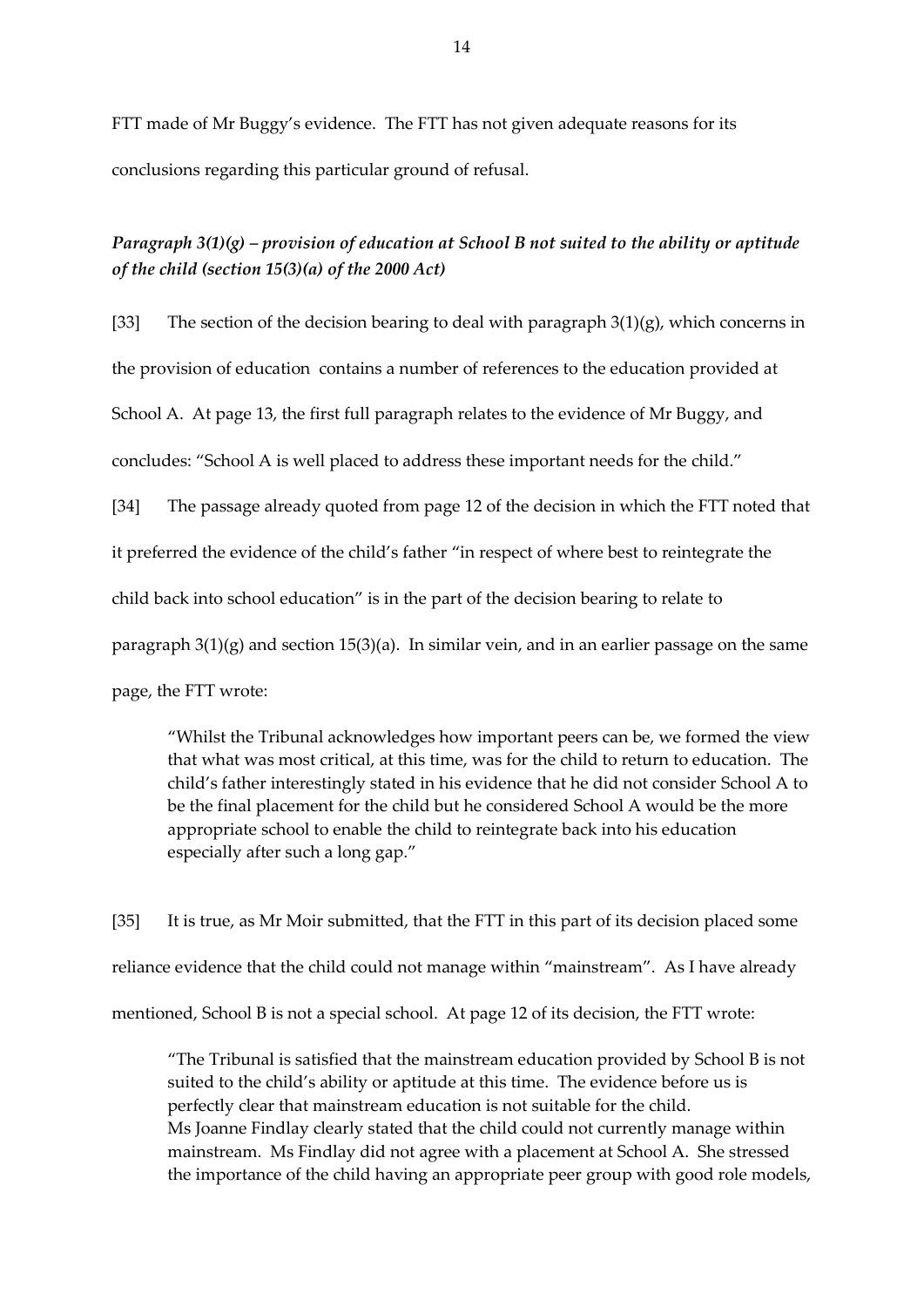FTT made of Mr Buggy's evidence. The FTT has not given adequate reasons for its conclusions regarding this particular ground of refusal.

### *Paragraph 3(1)(g) – provision of education at School B not suited to the ability or aptitude of the child (section 15(3)(a) of the 2000 Act)*

[33] The section of the decision bearing to deal with paragraph 3(1)(g), which concerns in the provision of education contains a number of references to the education provided at School A. At page 13, the first full paragraph relates to the evidence of Mr Buggy, and concludes: "School A is well placed to address these important needs for the child."

[34] The passage already quoted from page 12 of the decision in which the FTT noted that it preferred the evidence of the child's father "in respect of where best to reintegrate the child back into school education" is in the part of the decision bearing to relate to paragraph 3(1)(g) and section 15(3)(a). In similar vein, and in an earlier passage on the same page, the FTT wrote:

> "Whilst the Tribunal acknowledges how important peers can be, we formed the view that what was most critical, at this time, was for the child to return to education. The child's father interestingly stated in his evidence that he did not consider School A to be the final placement for the child but he considered School A would be the more appropriate school to enable the child to reintegrate back into his education especially after such a long gap."

[35] It is true, as Mr Moir submitted, that the FTT in this part of its decision placed some reliance evidence that the child could not manage within "mainstream". As I have already mentioned, School B is not a special school. At page 12 of its decision, the FTT wrote:

> "The Tribunal is satisfied that the mainstream education provided by School B is not suited to the child's ability or aptitude at this time. The evidence before us is perfectly clear that mainstream education is not suitable for the child.
> Ms Joanne Findlay clearly stated that the child could not currently manage within mainstream. Ms Findlay did not agree with a placement at School A. She stressed the importance of the child having an appropriate peer group with good role models,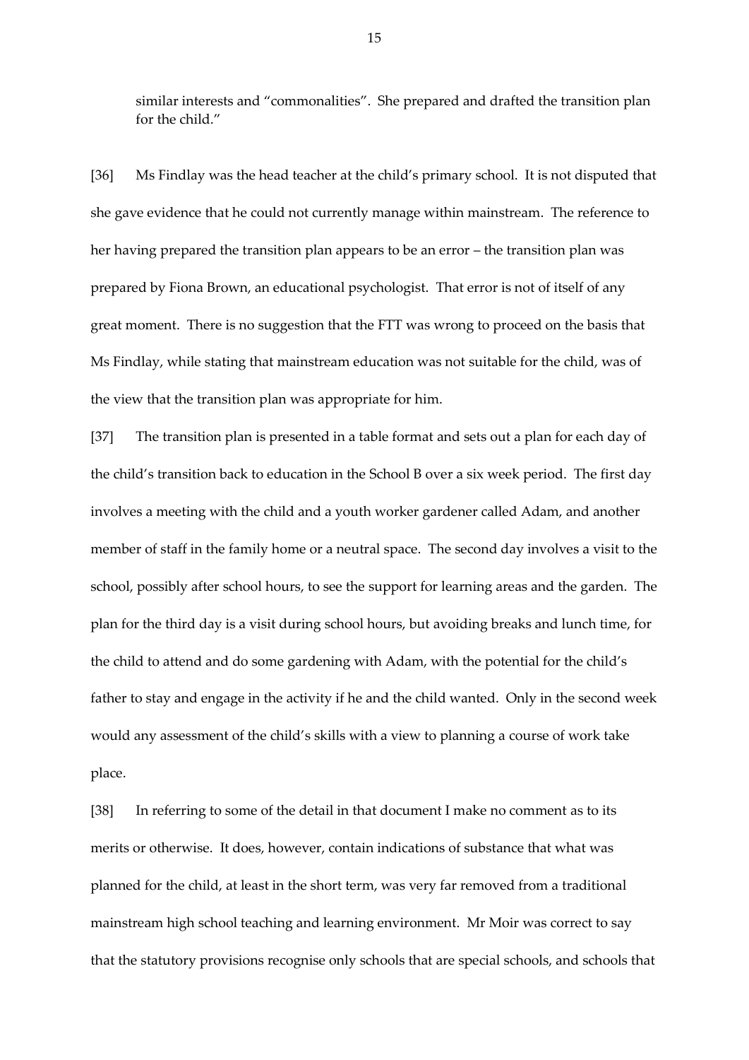similar interests and "commonalities". She prepared and drafted the transition plan for the child."

[36] Ms Findlay was the head teacher at the child's primary school. It is not disputed that she gave evidence that he could not currently manage within mainstream. The reference to her having prepared the transition plan appears to be an error – the transition plan was prepared by Fiona Brown, an educational psychologist. That error is not of itself of any great moment. There is no suggestion that the FTT was wrong to proceed on the basis that Ms Findlay, while stating that mainstream education was not suitable for the child, was of the view that the transition plan was appropriate for him.

[37] The transition plan is presented in a table format and sets out a plan for each day of the child's transition back to education in the School B over a six week period. The first day involves a meeting with the child and a youth worker gardener called Adam, and another member of staff in the family home or a neutral space. The second day involves a visit to the school, possibly after school hours, to see the support for learning areas and the garden. The plan for the third day is a visit during school hours, but avoiding breaks and lunch time, for the child to attend and do some gardening with Adam, with the potential for the child's father to stay and engage in the activity if he and the child wanted. Only in the second week would any assessment of the child's skills with a view to planning a course of work take place.

[38] In referring to some of the detail in that document I make no comment as to its merits or otherwise. It does, however, contain indications of substance that what was planned for the child, at least in the short term, was very far removed from a traditional mainstream high school teaching and learning environment. Mr Moir was correct to say that the statutory provisions recognise only schools that are special schools, and schools that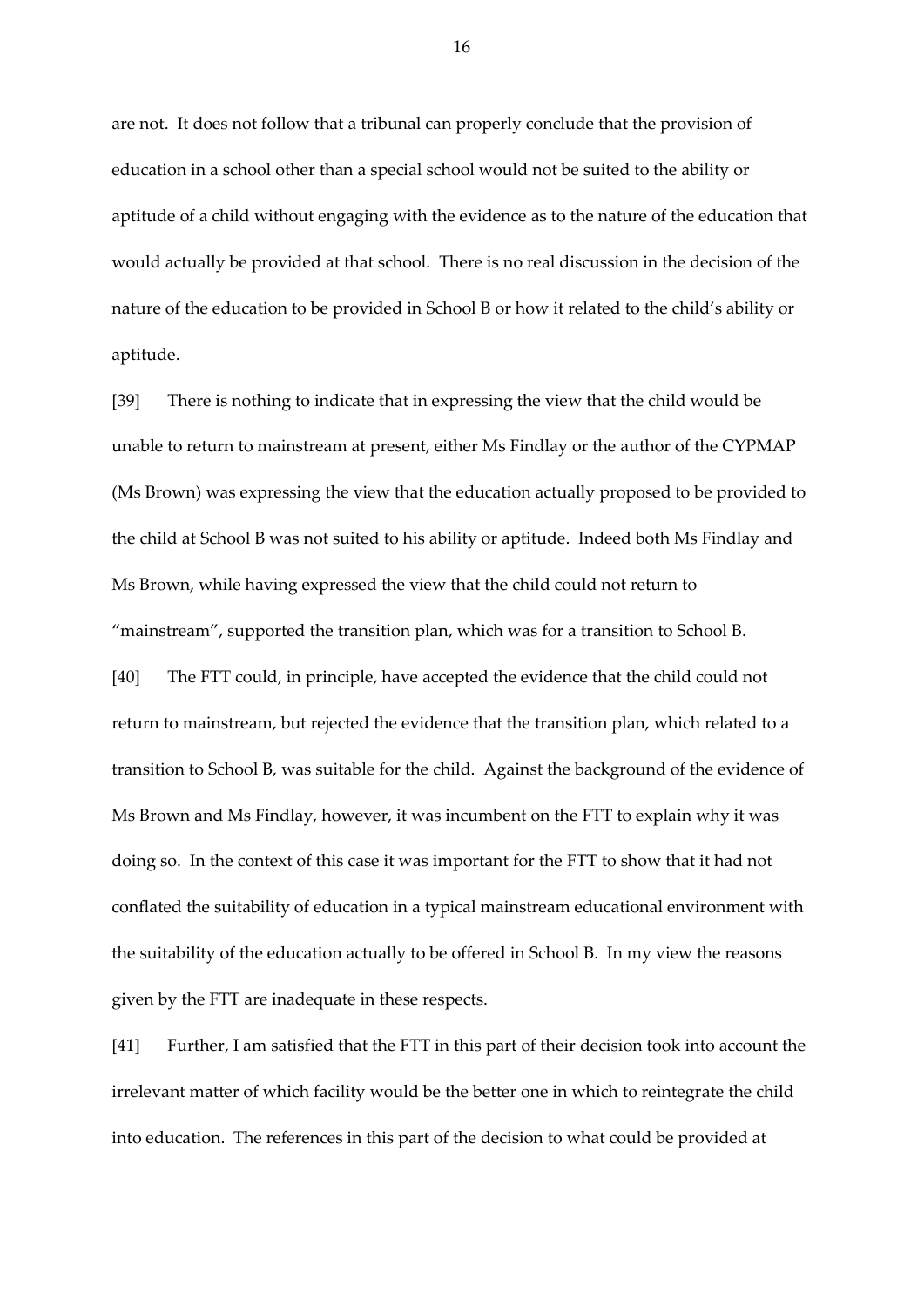are not. It does not follow that a tribunal can properly conclude that the provision of education in a school other than a special school would not be suited to the ability or aptitude of a child without engaging with the evidence as to the nature of the education that would actually be provided at that school. There is no real discussion in the decision of the nature of the education to be provided in School B or how it related to the child's ability or aptitude.

[39] There is nothing to indicate that in expressing the view that the child would be unable to return to mainstream at present, either Ms Findlay or the author of the CYPMAP (Ms Brown) was expressing the view that the education actually proposed to be provided to the child at School B was not suited to his ability or aptitude. Indeed both Ms Findlay and Ms Brown, while having expressed the view that the child could not return to "mainstream", supported the transition plan, which was for a transition to School B.

[40] The FTT could, in principle, have accepted the evidence that the child could not return to mainstream, but rejected the evidence that the transition plan, which related to a transition to School B, was suitable for the child. Against the background of the evidence of Ms Brown and Ms Findlay, however, it was incumbent on the FTT to explain why it was doing so. In the context of this case it was important for the FTT to show that it had not conflated the suitability of education in a typical mainstream educational environment with the suitability of the education actually to be offered in School B. In my view the reasons given by the FTT are inadequate in these respects.

[41] Further, I am satisfied that the FTT in this part of their decision took into account the irrelevant matter of which facility would be the better one in which to reintegrate the child into education. The references in this part of the decision to what could be provided at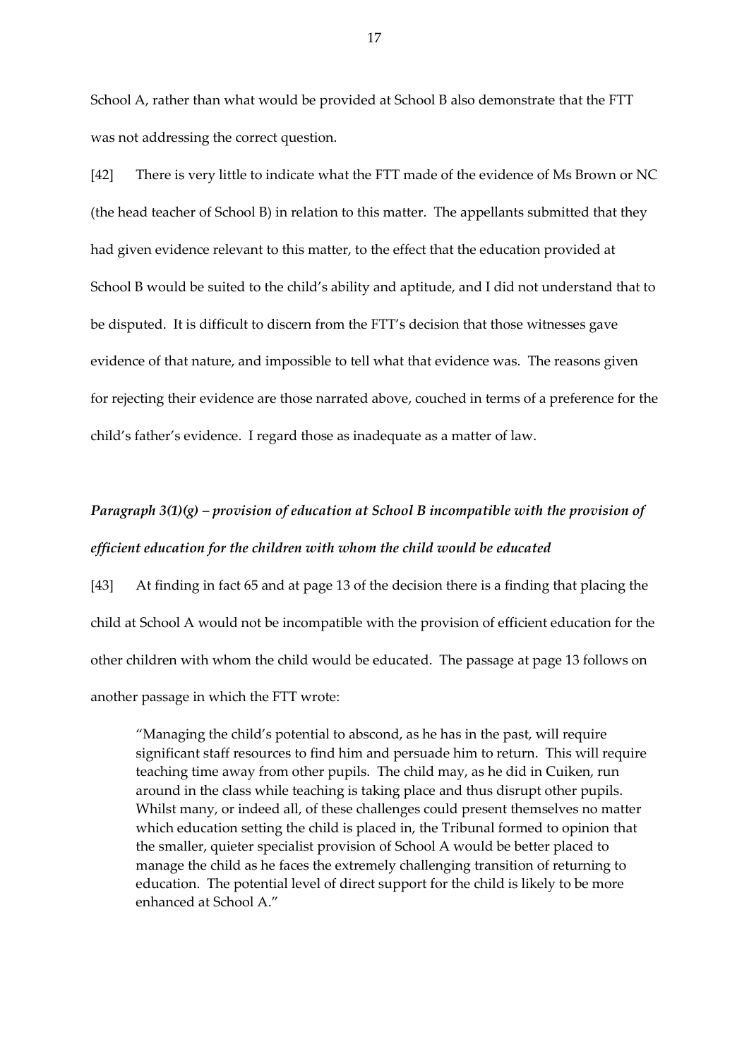School A, rather than what would be provided at School B also demonstrate that the FTT was not addressing the correct question.

[42] There is very little to indicate what the FTT made of the evidence of Ms Brown or NC (the head teacher of School B) in relation to this matter. The appellants submitted that they had given evidence relevant to this matter, to the effect that the education provided at School B would be suited to the child's ability and aptitude, and I did not understand that to be disputed. It is difficult to discern from the FTT's decision that those witnesses gave evidence of that nature, and impossible to tell what that evidence was. The reasons given for rejecting their evidence are those narrated above, couched in terms of a preference for the child's father's evidence. I regard those as inadequate as a matter of law.

### *Paragraph 3(1)(g) – provision of education at School B incompatible with the provision of efficient education for the children with whom the child would be educated*

[43] At finding in fact 65 and at page 13 of the decision there is a finding that placing the child at School A would not be incompatible with the provision of efficient education for the other children with whom the child would be educated. The passage at page 13 follows on another passage in which the FTT wrote:

> "Managing the child's potential to abscond, as he has in the past, will require significant staff resources to find him and persuade him to return. This will require teaching time away from other pupils. The child may, as he did in Cuiken, run around in the class while teaching is taking place and thus disrupt other pupils. Whilst many, or indeed all, of these challenges could present themselves no matter which education setting the child is placed in, the Tribunal formed to opinion that the smaller, quieter specialist provision of School A would be better placed to manage the child as he faces the extremely challenging transition of returning to education. The potential level of direct support for the child is likely to be more enhanced at School A."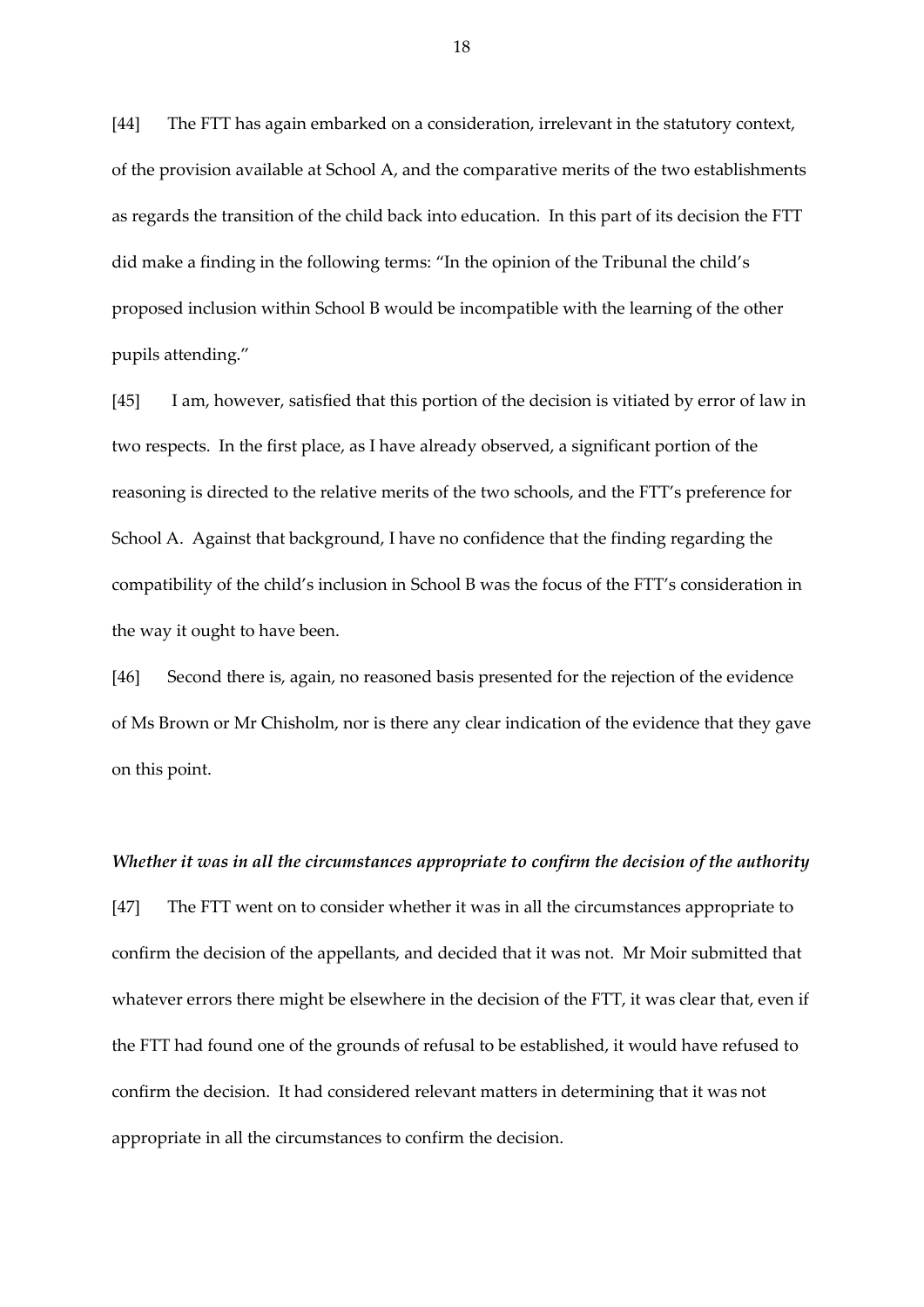[44] The FTT has again embarked on a consideration, irrelevant in the statutory context, of the provision available at School A, and the comparative merits of the two establishments as regards the transition of the child back into education. In this part of its decision the FTT did make a finding in the following terms: "In the opinion of the Tribunal the child's proposed inclusion within School B would be incompatible with the learning of the other pupils attending."

[45] I am, however, satisfied that this portion of the decision is vitiated by error of law in two respects. In the first place, as I have already observed, a significant portion of the reasoning is directed to the relative merits of the two schools, and the FTT's preference for School A. Against that background, I have no confidence that the finding regarding the compatibility of the child's inclusion in School B was the focus of the FTT's consideration in the way it ought to have been.

[46] Second there is, again, no reasoned basis presented for the rejection of the evidence of Ms Brown or Mr Chisholm, nor is there any clear indication of the evidence that they gave on this point.

### *Whether it was in all the circumstances appropriate to confirm the decision of the authority*

[47] The FTT went on to consider whether it was in all the circumstances appropriate to confirm the decision of the appellants, and decided that it was not. Mr Moir submitted that whatever errors there might be elsewhere in the decision of the FTT, it was clear that, even if the FTT had found one of the grounds of refusal to be established, it would have refused to confirm the decision. It had considered relevant matters in determining that it was not appropriate in all the circumstances to confirm the decision.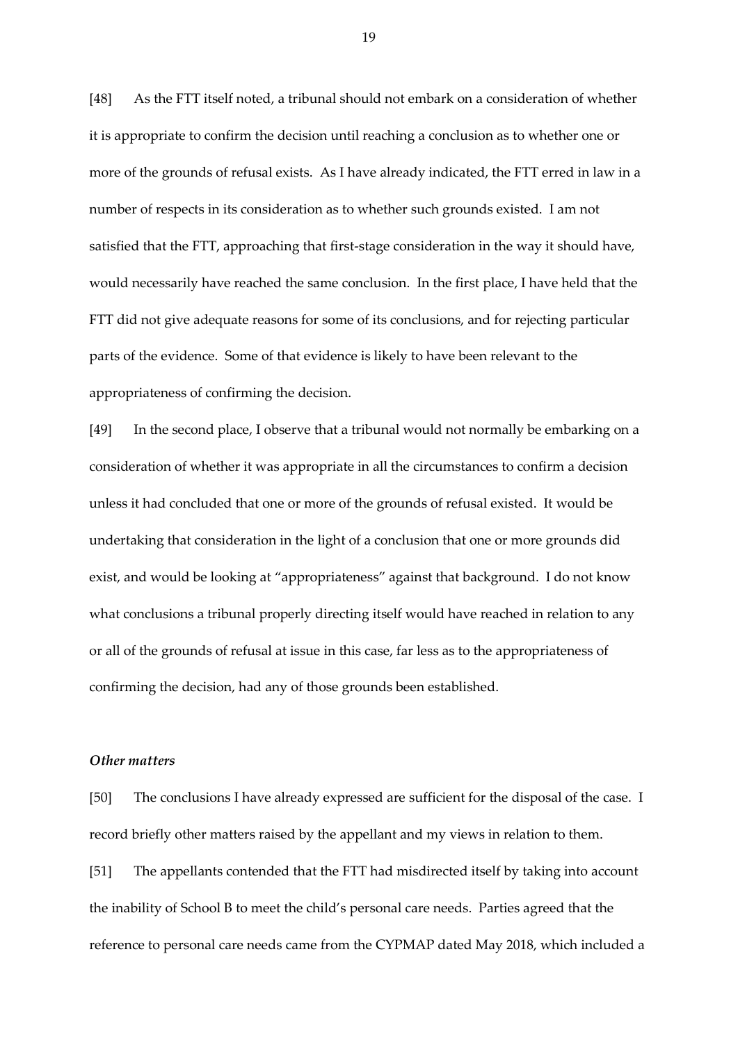[48] As the FTT itself noted, a tribunal should not embark on a consideration of whether it is appropriate to confirm the decision until reaching a conclusion as to whether one or more of the grounds of refusal exists. As I have already indicated, the FTT erred in law in a number of respects in its consideration as to whether such grounds existed. I am not satisfied that the FTT, approaching that first-stage consideration in the way it should have, would necessarily have reached the same conclusion. In the first place, I have held that the FTT did not give adequate reasons for some of its conclusions, and for rejecting particular parts of the evidence. Some of that evidence is likely to have been relevant to the appropriateness of confirming the decision.

[49] In the second place, I observe that a tribunal would not normally be embarking on a consideration of whether it was appropriate in all the circumstances to confirm a decision unless it had concluded that one or more of the grounds of refusal existed. It would be undertaking that consideration in the light of a conclusion that one or more grounds did exist, and would be looking at "appropriateness" against that background. I do not know what conclusions a tribunal properly directing itself would have reached in relation to any or all of the grounds of refusal at issue in this case, far less as to the appropriateness of confirming the decision, had any of those grounds been established.

### *Other matters*

[50] The conclusions I have already expressed are sufficient for the disposal of the case. I record briefly other matters raised by the appellant and my views in relation to them.

[51] The appellants contended that the FTT had misdirected itself by taking into account the inability of School B to meet the child's personal care needs. Parties agreed that the reference to personal care needs came from the CYPMAP dated May 2018, which included a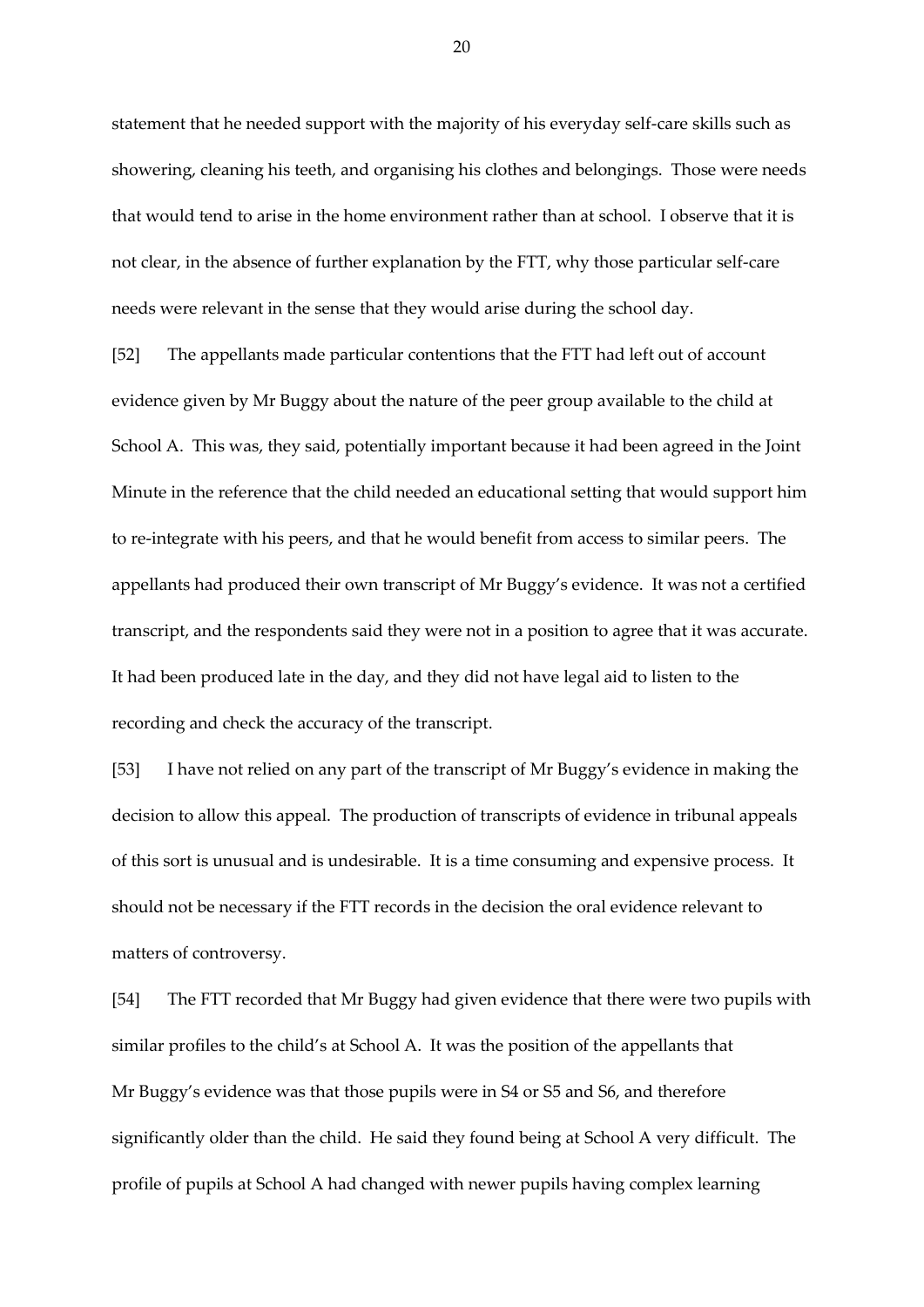statement that he needed support with the majority of his everyday self-care skills such as showering, cleaning his teeth, and organising his clothes and belongings. Those were needs that would tend to arise in the home environment rather than at school. I observe that it is not clear, in the absence of further explanation by the FTT, why those particular self-care needs were relevant in the sense that they would arise during the school day.

[52] The appellants made particular contentions that the FTT had left out of account evidence given by Mr Buggy about the nature of the peer group available to the child at School A. This was, they said, potentially important because it had been agreed in the Joint Minute in the reference that the child needed an educational setting that would support him to re-integrate with his peers, and that he would benefit from access to similar peers. The appellants had produced their own transcript of Mr Buggy's evidence. It was not a certified transcript, and the respondents said they were not in a position to agree that it was accurate. It had been produced late in the day, and they did not have legal aid to listen to the recording and check the accuracy of the transcript.

[53] I have not relied on any part of the transcript of Mr Buggy's evidence in making the decision to allow this appeal. The production of transcripts of evidence in tribunal appeals of this sort is unusual and is undesirable. It is a time consuming and expensive process. It should not be necessary if the FTT records in the decision the oral evidence relevant to matters of controversy.

[54] The FTT recorded that Mr Buggy had given evidence that there were two pupils with similar profiles to the child's at School A. It was the position of the appellants that Mr Buggy's evidence was that those pupils were in S4 or S5 and S6, and therefore significantly older than the child. He said they found being at School A very difficult. The profile of pupils at School A had changed with newer pupils having complex learning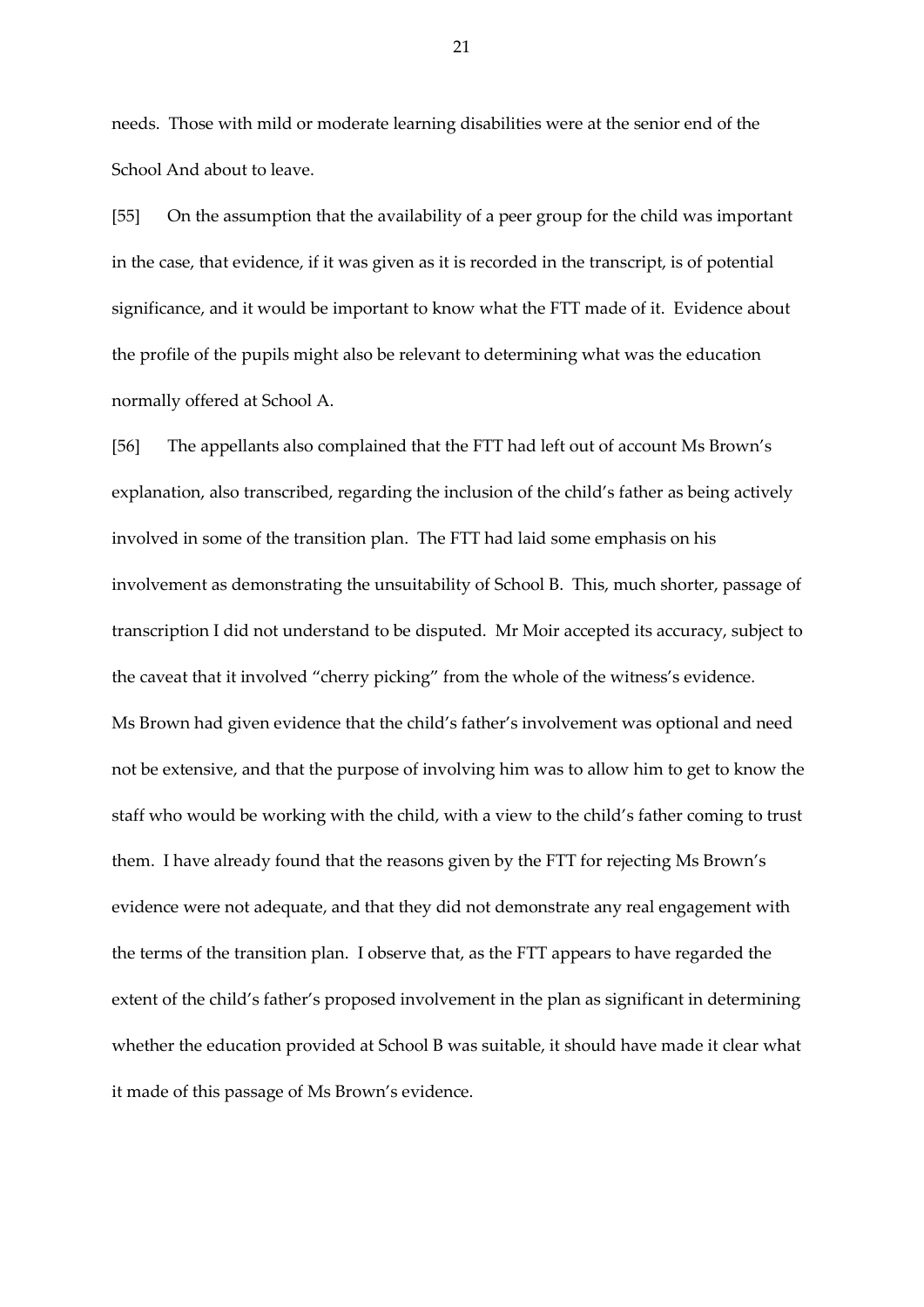needs. Those with mild or moderate learning disabilities were at the senior end of the School And about to leave.

[55] On the assumption that the availability of a peer group for the child was important in the case, that evidence, if it was given as it is recorded in the transcript, is of potential significance, and it would be important to know what the FTT made of it. Evidence about the profile of the pupils might also be relevant to determining what was the education normally offered at School A.

[56] The appellants also complained that the FTT had left out of account Ms Brown's explanation, also transcribed, regarding the inclusion of the child's father as being actively involved in some of the transition plan. The FTT had laid some emphasis on his involvement as demonstrating the unsuitability of School B. This, much shorter, passage of transcription I did not understand to be disputed. Mr Moir accepted its accuracy, subject to the caveat that it involved "cherry picking" from the whole of the witness's evidence. Ms Brown had given evidence that the child's father's involvement was optional and need not be extensive, and that the purpose of involving him was to allow him to get to know the staff who would be working with the child, with a view to the child's father coming to trust them. I have already found that the reasons given by the FTT for rejecting Ms Brown's evidence were not adequate, and that they did not demonstrate any real engagement with the terms of the transition plan. I observe that, as the FTT appears to have regarded the extent of the child's father's proposed involvement in the plan as significant in determining whether the education provided at School B was suitable, it should have made it clear what it made of this passage of Ms Brown's evidence.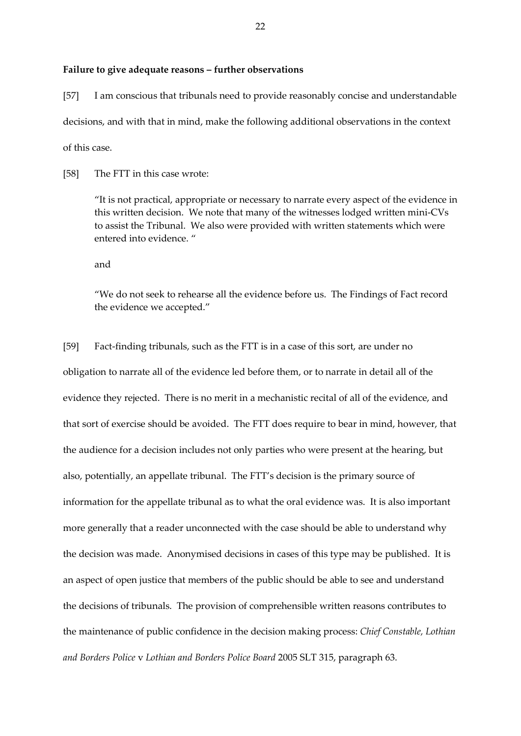**Failure to give adequate reasons – further observations**

[57] I am conscious that tribunals need to provide reasonably concise and understandable decisions, and with that in mind, make the following additional observations in the context of this case.

[58] The FTT in this case wrote:

> "It is not practical, appropriate or necessary to narrate every aspect of the evidence in this written decision. We note that many of the witnesses lodged written mini-CVs to assist the Tribunal. We also were provided with written statements which were entered into evidence. "
>
> and
>
> "We do not seek to rehearse all the evidence before us. The Findings of Fact record the evidence we accepted."

[59] Fact-finding tribunals, such as the FTT is in a case of this sort, are under no obligation to narrate all of the evidence led before them, or to narrate in detail all of the evidence they rejected. There is no merit in a mechanistic recital of all of the evidence, and that sort of exercise should be avoided. The FTT does require to bear in mind, however, that the audience for a decision includes not only parties who were present at the hearing, but also, potentially, an appellate tribunal. The FTT's decision is the primary source of information for the appellate tribunal as to what the oral evidence was. It is also important more generally that a reader unconnected with the case should be able to understand why the decision was made. Anonymised decisions in cases of this type may be published. It is an aspect of open justice that members of the public should be able to see and understand the decisions of tribunals. The provision of comprehensible written reasons contributes to the maintenance of public confidence in the decision making process: *Chief Constable, Lothian and Borders Police* v *Lothian and Borders Police Board* 2005 SLT 315, paragraph 63.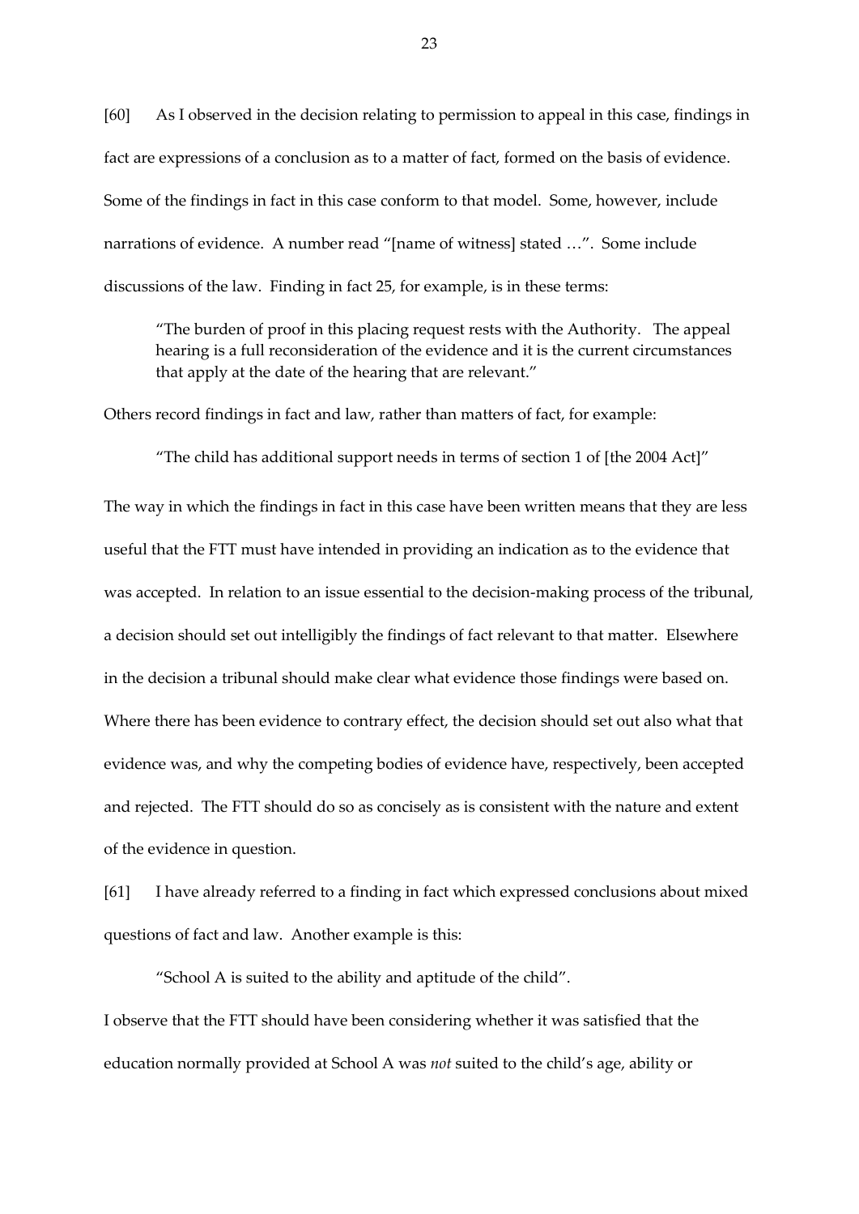[60] As I observed in the decision relating to permission to appeal in this case, findings in fact are expressions of a conclusion as to a matter of fact, formed on the basis of evidence. Some of the findings in fact in this case conform to that model. Some, however, include narrations of evidence. A number read "[name of witness] stated …". Some include discussions of the law. Finding in fact 25, for example, is in these terms:

> "The burden of proof in this placing request rests with the Authority. The appeal hearing is a full reconsideration of the evidence and it is the current circumstances that apply at the date of the hearing that are relevant."

Others record findings in fact and law, rather than matters of fact, for example:

> "The child has additional support needs in terms of section 1 of [the 2004 Act]"

The way in which the findings in fact in this case have been written means that they are less useful that the FTT must have intended in providing an indication as to the evidence that was accepted. In relation to an issue essential to the decision-making process of the tribunal, a decision should set out intelligibly the findings of fact relevant to that matter. Elsewhere in the decision a tribunal should make clear what evidence those findings were based on. Where there has been evidence to contrary effect, the decision should set out also what that evidence was, and why the competing bodies of evidence have, respectively, been accepted and rejected. The FTT should do so as concisely as is consistent with the nature and extent of the evidence in question.

[61] I have already referred to a finding in fact which expressed conclusions about mixed questions of fact and law. Another example is this:

> "School A is suited to the ability and aptitude of the child".

I observe that the FTT should have been considering whether it was satisfied that the education normally provided at School A was *not* suited to the child's age, ability or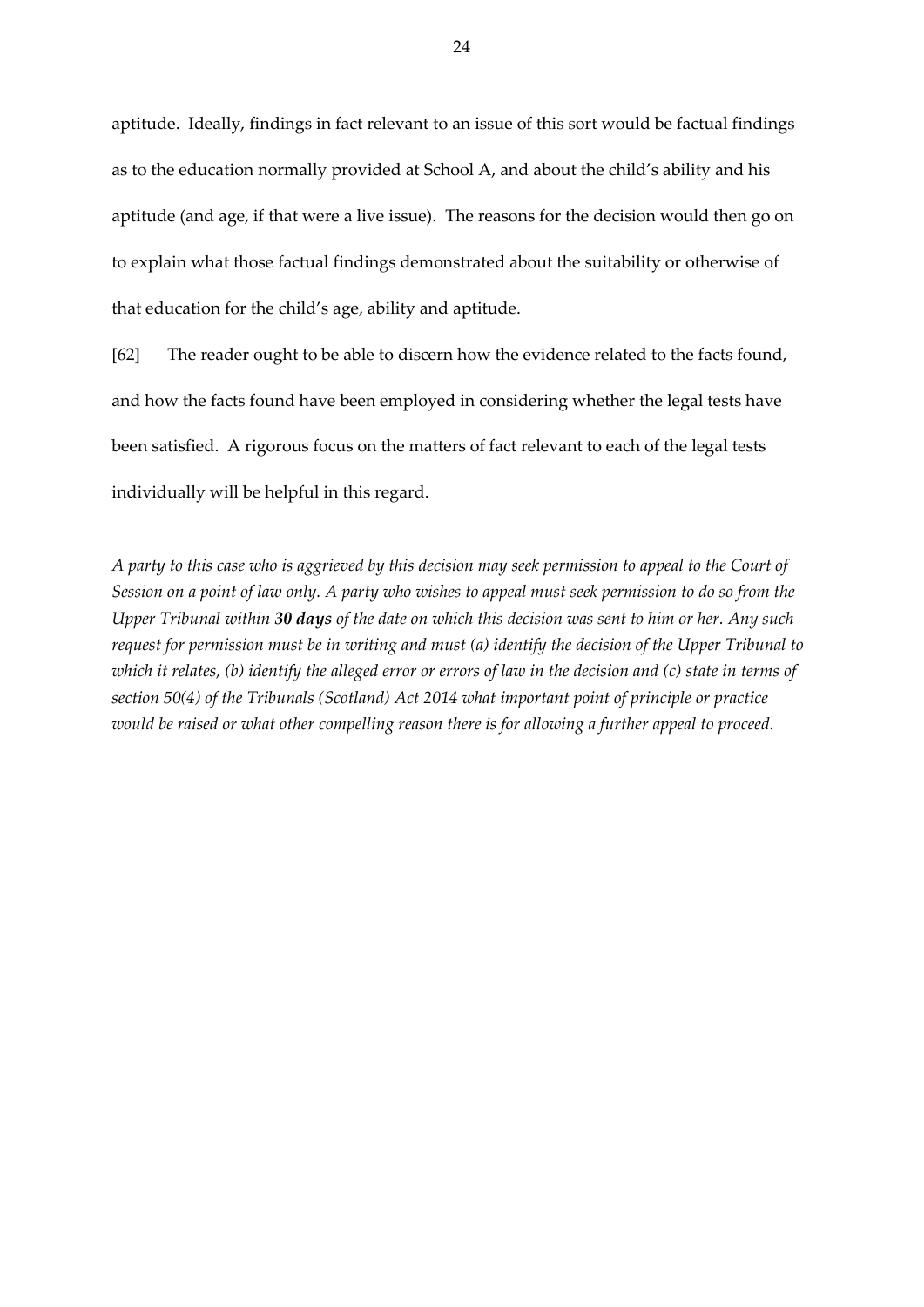aptitude. Ideally, findings in fact relevant to an issue of this sort would be factual findings as to the education normally provided at School A, and about the child's ability and his aptitude (and age, if that were a live issue). The reasons for the decision would then go on to explain what those factual findings demonstrated about the suitability or otherwise of that education for the child's age, ability and aptitude.

[62] The reader ought to be able to discern how the evidence related to the facts found, and how the facts found have been employed in considering whether the legal tests have been satisfied. A rigorous focus on the matters of fact relevant to each of the legal tests individually will be helpful in this regard.

*A party to this case who is aggrieved by this decision may seek permission to appeal to the Court of Session on a point of law only. A party who wishes to appeal must seek permission to do so from the Upper Tribunal within **30 days** of the date on which this decision was sent to him or her. Any such request for permission must be in writing and must (a) identify the decision of the Upper Tribunal to which it relates, (b) identify the alleged error or errors of law in the decision and (c) state in terms of section 50(4) of the Tribunals (Scotland) Act 2014 what important point of principle or practice would be raised or what other compelling reason there is for allowing a further appeal to proceed.*